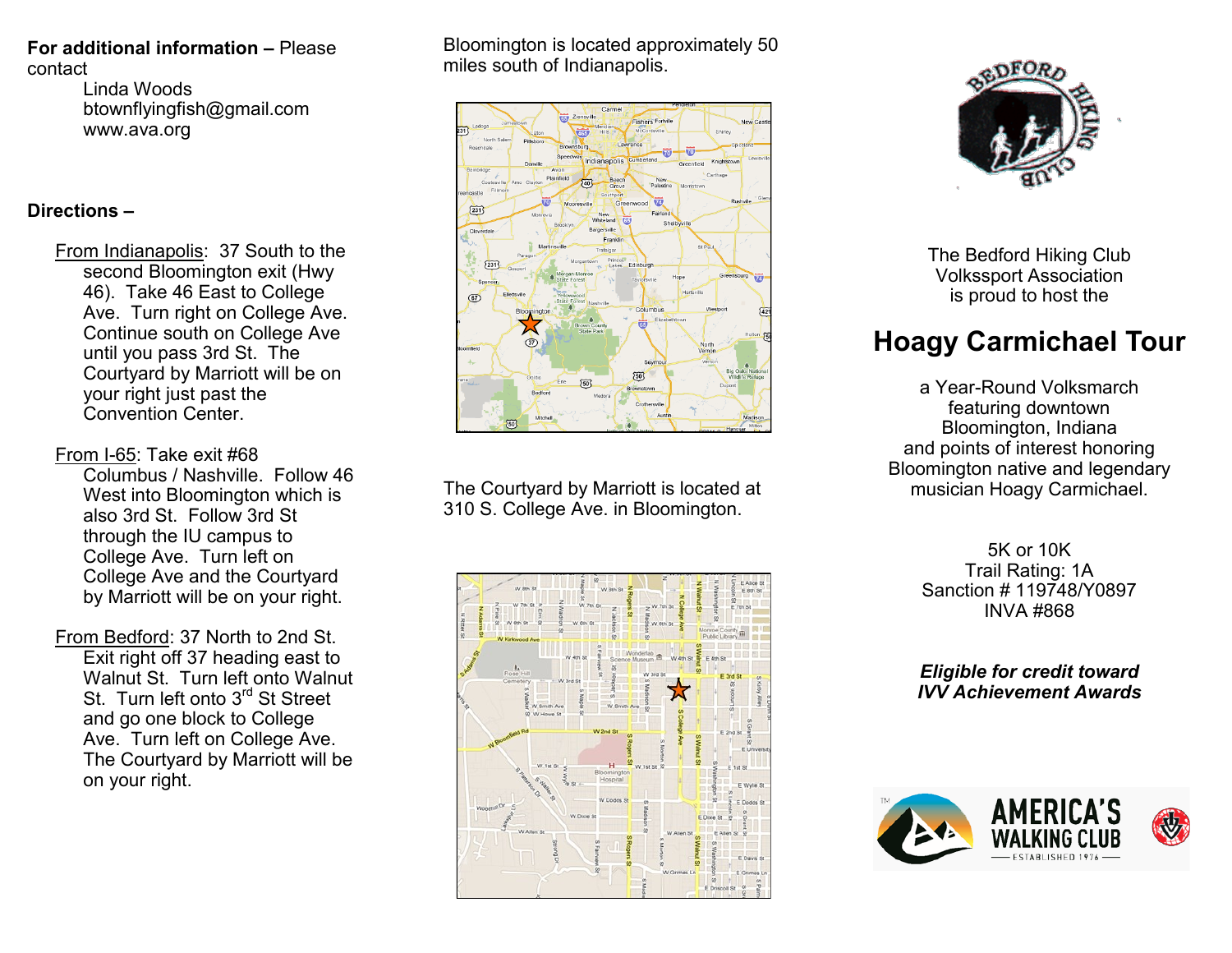**For additional information –** Please contact

Linda Woods
btownflyingfish@gmail.com
www.ava.org

**Directions –**

From Indianapolis: 37 South to the second Bloomington exit (Hwy 46). Take 46 East to College Ave. Turn right on College Ave. Continue south on College Ave until you pass 3rd St. The Courtyard by Marriott will be on your right just past the Convention Center.

From I-65: Take exit #68 Columbus / Nashville. Follow 46 West into Bloomington which is also 3rd St. Follow 3rd St through the IU campus to College Ave. Turn left on College Ave and the Courtyard by Marriott will be on your right.

From Bedford: 37 North to 2nd St. Exit right off 37 heading east to Walnut St. Turn left onto Walnut St. Turn left onto 3rd St Street and go one block to College Ave. Turn left on College Ave. The Courtyard by Marriott will be on your right.

Bloomington is located approximately 50 miles south of Indianapolis.

The Courtyard by Marriott is located at 310 S. College Ave. in Bloomington.

The Bedford Hiking Club Volkssport Association is proud to host the

# Hoagy Carmichael Tour

a Year-Round Volksmarch featuring downtown Bloomington, Indiana and points of interest honoring Bloomington native and legendary musician Hoagy Carmichael.

5K or 10K
Trail Rating: 1A
Sanction # 119748/Y0897
INVA #868

***Eligible for credit toward IVV Achievement Awards***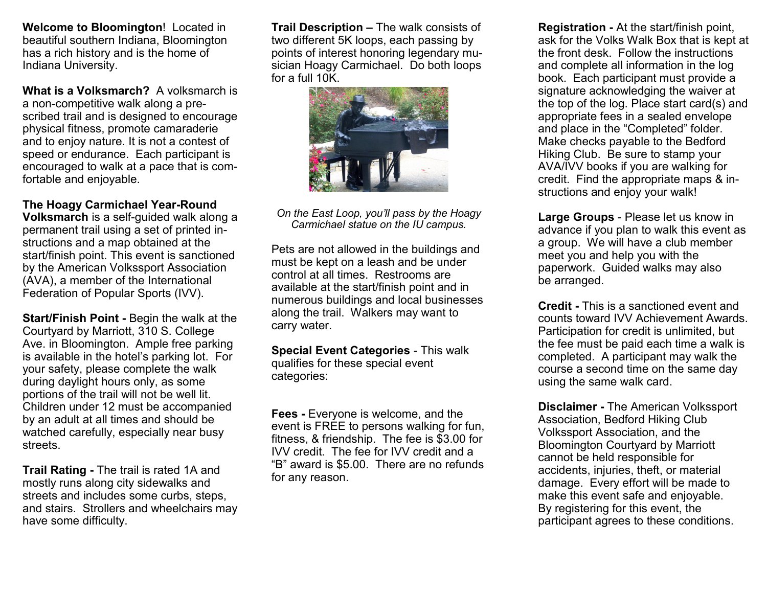**Welcome to Bloomington**! Located in beautiful southern Indiana, Bloomington has a rich history and is the home of Indiana University.

**What is a Volksmarch?** A volksmarch is a non-competitive walk along a pre-scribed trail and is designed to encourage physical fitness, promote camaraderie and to enjoy nature. It is not a contest of speed or endurance. Each participant is encouraged to walk at a pace that is comfortable and enjoyable.

**The Hoagy Carmichael Year-Round Volksmarch** is a self-guided walk along a permanent trail using a set of printed instructions and a map obtained at the start/finish point. This event is sanctioned by the American Volkssport Association (AVA), a member of the International Federation of Popular Sports (IVV).

**Start/Finish Point -** Begin the walk at the Courtyard by Marriott, 310 S. College Ave. in Bloomington. Ample free parking is available in the hotel's parking lot. For your safety, please complete the walk during daylight hours only, as some portions of the trail will not be well lit. Children under 12 must be accompanied by an adult at all times and should be watched carefully, especially near busy streets.

**Trail Rating -** The trail is rated 1A and mostly runs along city sidewalks and streets and includes some curbs, steps, and stairs. Strollers and wheelchairs may have some difficulty.

**Trail Description –** The walk consists of two different 5K loops, each passing by points of interest honoring legendary musician Hoagy Carmichael. Do both loops for a full 10K.

*On the East Loop, you'll pass by the Hoagy Carmichael statue on the IU campus.*

Pets are not allowed in the buildings and must be kept on a leash and be under control at all times. Restrooms are available at the start/finish point and in numerous buildings and local businesses along the trail. Walkers may want to carry water.

**Special Event Categories** - This walk qualifies for these special event categories:

**Fees -** Everyone is welcome, and the event is FREE to persons walking for fun, fitness, & friendship. The fee is $3.00 for IVV credit. The fee for IVV credit and a "B" award is $5.00. There are no refunds for any reason.

**Registration -** At the start/finish point, ask for the Volks Walk Box that is kept at the front desk. Follow the instructions and complete all information in the log book. Each participant must provide a signature acknowledging the waiver at the top of the log. Place start card(s) and appropriate fees in a sealed envelope and place in the "Completed" folder. Make checks payable to the Bedford Hiking Club. Be sure to stamp your AVA/IVV books if you are walking for credit. Find the appropriate maps & instructions and enjoy your walk!

**Large Groups** - Please let us know in advance if you plan to walk this event as a group. We will have a club member meet you and help you with the paperwork. Guided walks may also be arranged.

**Credit -** This is a sanctioned event and counts toward IVV Achievement Awards. Participation for credit is unlimited, but the fee must be paid each time a walk is completed. A participant may walk the course a second time on the same day using the same walk card.

**Disclaimer -** The American Volkssport Association, Bedford Hiking Club Volkssport Association, and the Bloomington Courtyard by Marriott cannot be held responsible for accidents, injuries, theft, or material damage. Every effort will be made to make this event safe and enjoyable. By registering for this event, the participant agrees to these conditions.